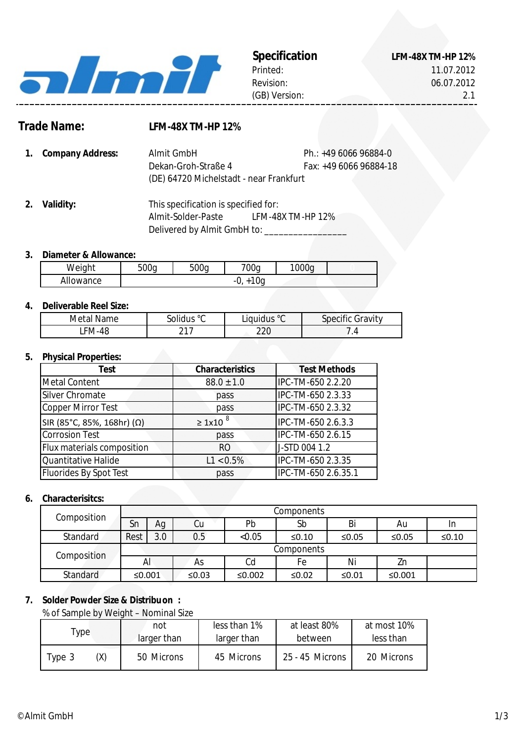almit

**Specification** — **LFM-48X TM-HP 12%**

Printed: 11.07.2012
Revision: 06.07.2012
(GB) Version: 2.1

---

## Trade Name: LFM-48X TM-HP 12%

**1. Company Address:**

Almit GmbH
Dekan-Groh-Straße 4
(DE) 64720 Michelstadt - near Frankfurt

Ph.: +49 6066 96884-0
Fax: +49 6066 96884-18

**2. Validity:**

This specification is specified for:
Almit-Solder-Paste LFM-48X TM-HP 12%
Delivered by Almit GmbH to: ________________

**3. Diameter & Allowance:**

| Weight | 500g | 500g | 700g | 1000g | |
|---|---|---|---|---|---|
| Allowance | -0, +10g | | | | |

**4. Deliverable Reel Size:**

| Metal Name | Solidus °C | Liquidus °C | Specific Gravity |
|---|---|---|---|
| LFM-48 | 217 | 220 | 7.4 |

**5. Physical Properties:**

| Test | Characteristics | Test Methods |
|---|---|---|
| Metal Content | 88.0 ± 1.0 | IPC-TM-650 2.2.20 |
| Silver Chromate | pass | IPC-TM-650 2.3.33 |
| Copper Mirror Test | pass | IPC-TM-650 2.3.32 |
| SIR (85°C, 85%, 168hr) (Ω) | $\geq 1 \times 10^{8}$ | IPC-TM-650 2.6.3.3 |
| Corrosion Test | pass | IPC-TM-650 2.6.15 |
| Flux materials composition | RO | J-STD 004 1.2 |
| Quantitative Halide | L1 <0.5% | IPC-TM-650 2.3.35 |
| Fluorides By Spot Test | pass | IPC-TM-650 2.6.35.1 |

**6. Characterisitcs:**

| Composition | Components | | | | | | | |
|---|---|---|---|---|---|---|---|---|
| | Sn | Ag | Cu | Pb | Sb | Bi | Au | In |
| Standard | Rest | 3.0 | 0.5 | <0.05 | ≤0.10 | ≤0.05 | ≤0.05 | ≤0.10 |
| Composition | Components | | | | | | | |
| | Al | | As | Cd | Fe | Ni | Zn | |
| Standard | ≤0.001 | | ≤0.03 | ≤0.002 | ≤0.02 | ≤0.01 | ≤0.001 | |

**7. Solder Powder Size & Distribuon :**

% of Sample by Weight – Nominal Size

| Type | not larger than | less than 1% larger than | at least 80% between | at most 10% less than |
|---|---|---|---|---|
| Type 3 (X) | 50 Microns | 45 Microns | 25 - 45 Microns | 20 Microns |

©Almit GmbH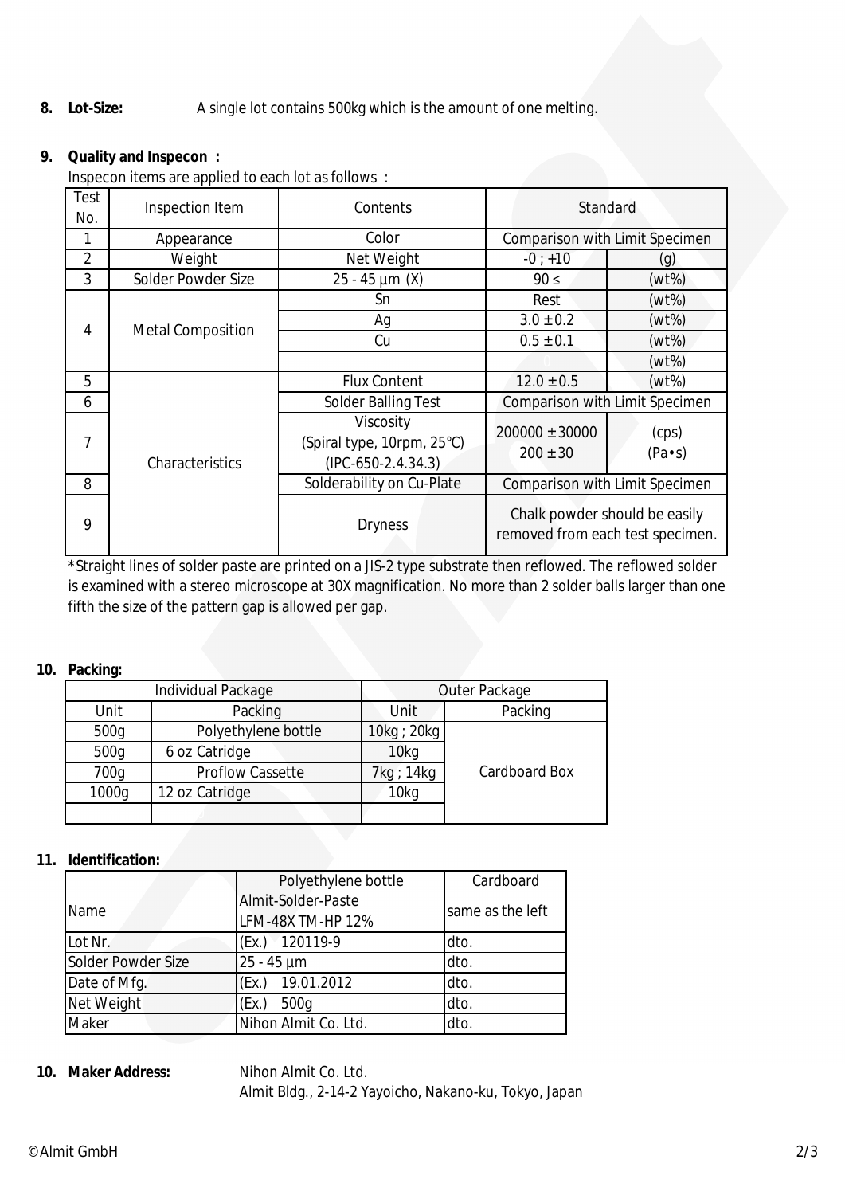**8. Lot-Size:** A single lot contains 500kg which is the amount of one melting.

**9. Quality and Inspecon :**

Inspecon items are applied to each lot as follows :

| Test No. | Inspection Item | Contents | Standard | |
|---|---|---|---|---|
| 1 | Appearance | Color | Comparison with Limit Specimen | |
| 2 | Weight | Net Weight | -0 ; +10 | (g) |
| 3 | Solder Powder Size | 25 - 45 µm (X) | 90 ≤ | (wt%) |
| 4 | Metal Composition | Sn | Rest | (wt%) |
| | | Ag | 3.0 ± 0.2 | (wt%) |
| | | Cu | 0.5 ± 0.1 | (wt%) |
| | | | 0 | (wt%) |
| 5 | Characteristics | Flux Content | 12.0 ± 0.5 | (wt%) |
| 6 | | Solder Balling Test | Comparison with Limit Specimen | |
| 7 | | Viscosity (Spiral type, 10rpm, 25°C) (IPC-650-2.4.34.3) | 200000 ± 30000<br>200 ± 30 | (cps)<br>(Pa•s) |
| 8 | | Solderability on Cu-Plate | Comparison with Limit Specimen | |
| 9 | | Dryness | Chalk powder should be easily removed from each test specimen. | |

*Straight lines of solder paste are printed on a JIS-2 type substrate then reflowed. The reflowed solder is examined with a stereo microscope at 30X magnification. No more than 2 solder balls larger than one fifth the size of the pattern gap is allowed per gap.

**10. Packing:**

| Individual Package | | Outer Package | |
|---|---|---|---|
| Unit | Packing | Unit | Packing |
| 500g | Polyethylene bottle | 10kg ; 20kg | Cardboard Box |
| 500g | 6 oz Catridge | 10kg | |
| 700g | Proflow Cassette | 7kg ; 14kg | |
| 1000g | 12 oz Catridge | 10kg | |
| | | | |

**11. Identification:**

| | Polyethylene bottle | Cardboard |
|---|---|---|
| Name | Almit-Solder-Paste LFM-48X TM-HP 12% | same as the left |
| Lot Nr. | (Ex.) 120119-9 | dto. |
| Solder Powder Size | 25 - 45 µm | dto. |
| Date of Mfg. | (Ex.) 19.01.2012 | dto. |
| Net Weight | (Ex.) 500g | dto. |
| Maker | Nihon Almit Co. Ltd. | dto. |

**10. Maker Address:** Nihon Almit Co. Ltd.
Almit Bldg., 2-14-2 Yayoicho, Nakano-ku, Tokyo, Japan

©Almit GmbH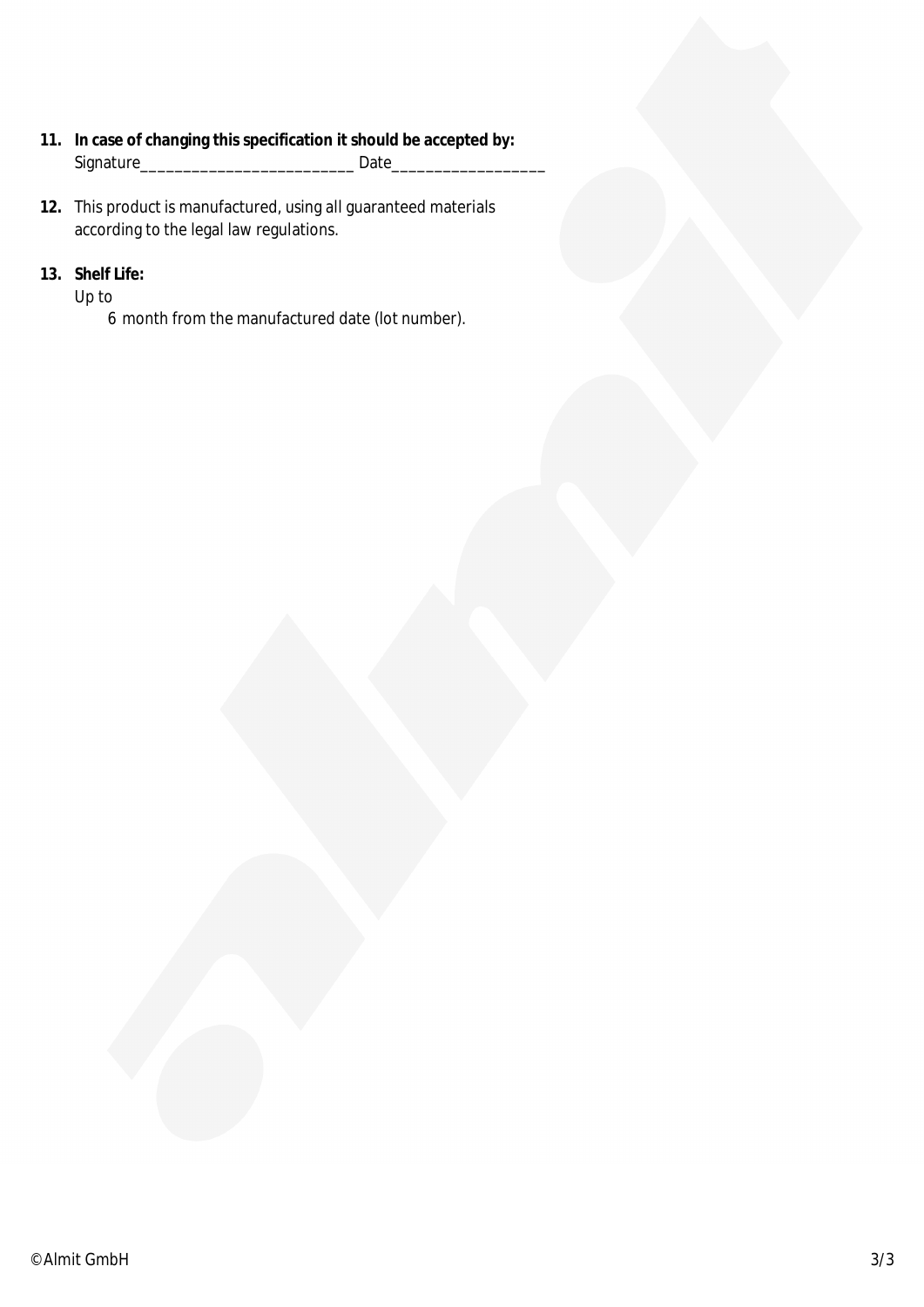**11. In case of changing this specification it should be accepted by:**

Signature_________________________ Date__________________

**12.** This product is manufactured, using all guaranteed materials according to the legal law regulations.

**13. Shelf Life:**

Up to

6 month from the manufactured date (lot number).